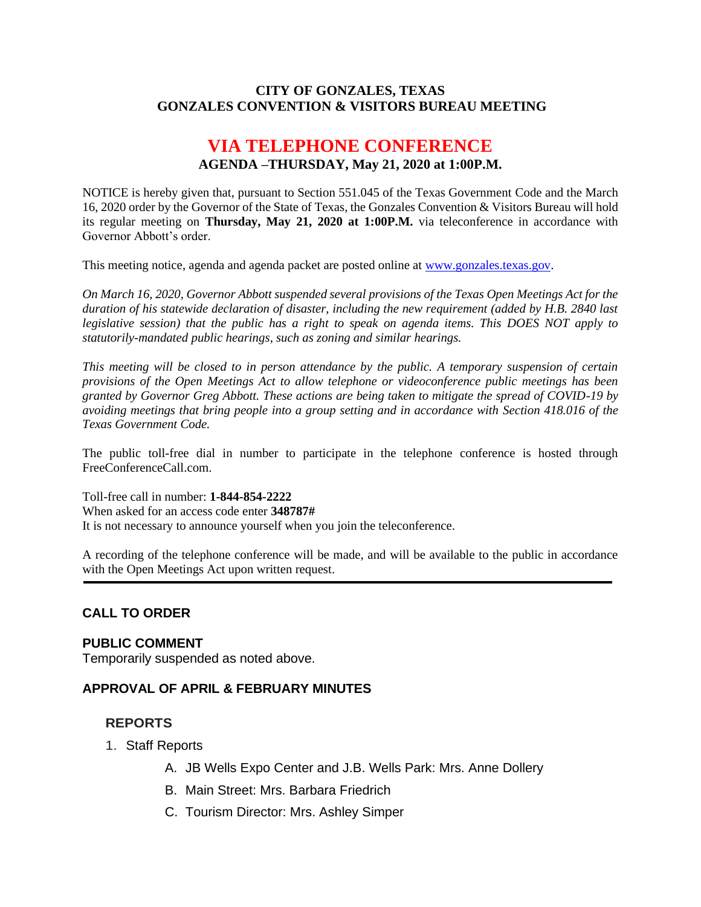**CITY OF GONZALES, TEXAS**
**GONZALES CONVENTION & VISITORS BUREAU MEETING**

# VIA TELEPHONE CONFERENCE

**AGENDA –THURSDAY, May 21, 2020 at 1:00P.M.**

NOTICE is hereby given that, pursuant to Section 551.045 of the Texas Government Code and the March 16, 2020 order by the Governor of the State of Texas, the Gonzales Convention & Visitors Bureau will hold its regular meeting on **Thursday, May 21, 2020 at 1:00P.M.** via teleconference in accordance with Governor Abbott's order.

This meeting notice, agenda and agenda packet are posted online at www.gonzales.texas.gov.

*On March 16, 2020, Governor Abbott suspended several provisions of the Texas Open Meetings Act for the duration of his statewide declaration of disaster, including the new requirement (added by H.B. 2840 last legislative session) that the public has a right to speak on agenda items. This DOES NOT apply to statutorily-mandated public hearings, such as zoning and similar hearings.*

*This meeting will be closed to in person attendance by the public. A temporary suspension of certain provisions of the Open Meetings Act to allow telephone or videoconference public meetings has been granted by Governor Greg Abbott. These actions are being taken to mitigate the spread of COVID-19 by avoiding meetings that bring people into a group setting and in accordance with Section 418.016 of the Texas Government Code.*

The public toll-free dial in number to participate in the telephone conference is hosted through FreeConferenceCall.com.

Toll-free call in number: **1-844-854-2222**
When asked for an access code enter **348787#**
It is not necessary to announce yourself when you join the teleconference.

A recording of the telephone conference will be made, and will be available to the public in accordance with the Open Meetings Act upon written request.

---

## CALL TO ORDER

## PUBLIC COMMENT

Temporarily suspended as noted above.

## APPROVAL OF APRIL & FEBRUARY MINUTES

### REPORTS

1. Staff Reports
   - A. JB Wells Expo Center and J.B. Wells Park: Mrs. Anne Dollery
   - B. Main Street: Mrs. Barbara Friedrich
   - C. Tourism Director: Mrs. Ashley Simper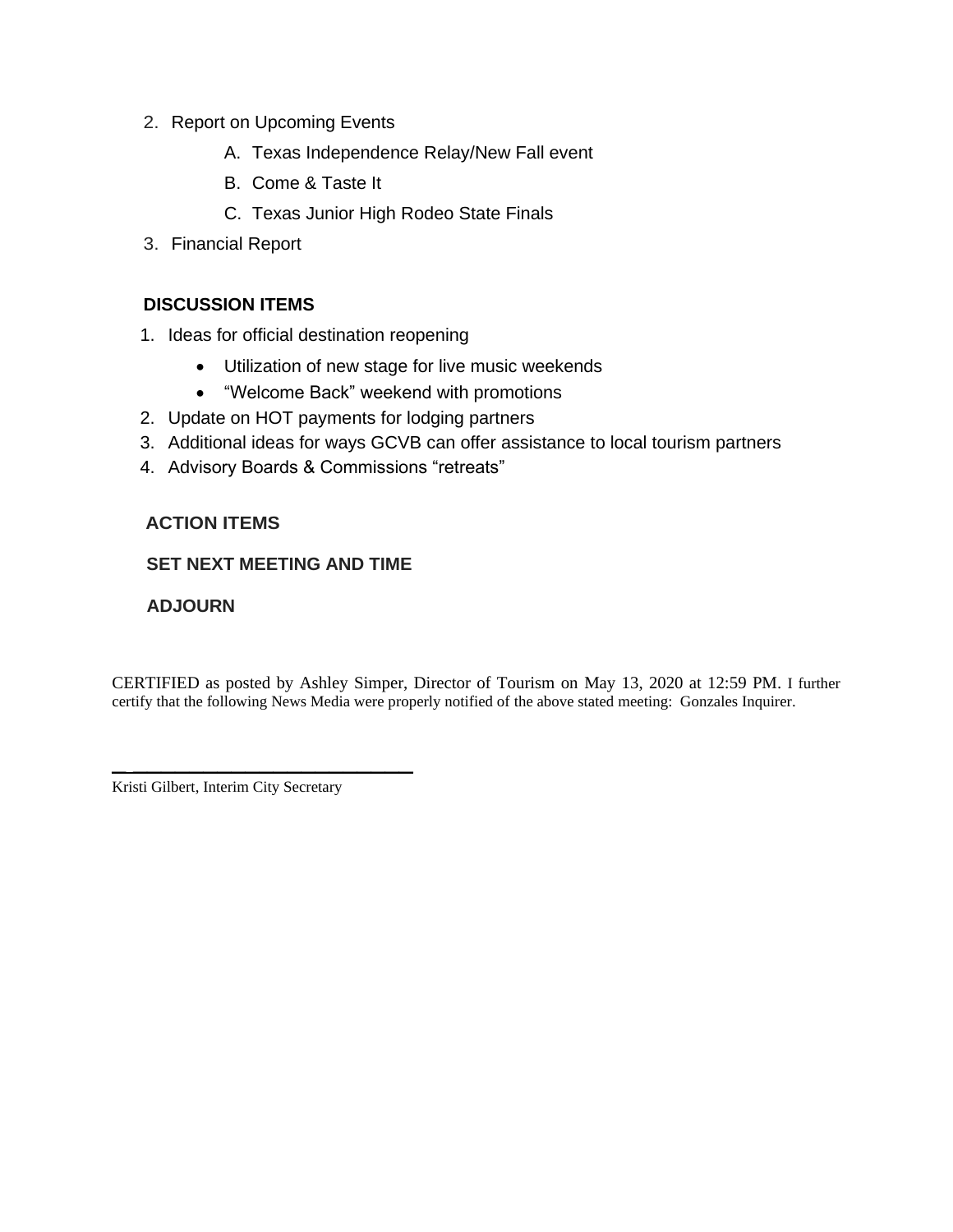2. Report on Upcoming Events
    A. Texas Independence Relay/New Fall event
    B. Come & Taste It
    C. Texas Junior High Rodeo State Finals
3. Financial Report

**DISCUSSION ITEMS**

1. Ideas for official destination reopening
    - Utilization of new stage for live music weekends
    - "Welcome Back" weekend with promotions
2. Update on HOT payments for lodging partners
3. Additional ideas for ways GCVB can offer assistance to local tourism partners
4. Advisory Boards & Commissions "retreats"

**ACTION ITEMS**

**SET NEXT MEETING AND TIME**

**ADJOURN**

CERTIFIED as posted by Ashley Simper, Director of Tourism on May 13, 2020 at 12:59 PM. I further certify that the following News Media were properly notified of the above stated meeting: Gonzales Inquirer.

\_\_\_\_\_\_\_\_\_\_\_\_\_\_\_\_\_\_\_\_\_\_\_\_\_\_\_\_\_\_\_\_

Kristi Gilbert, Interim City Secretary